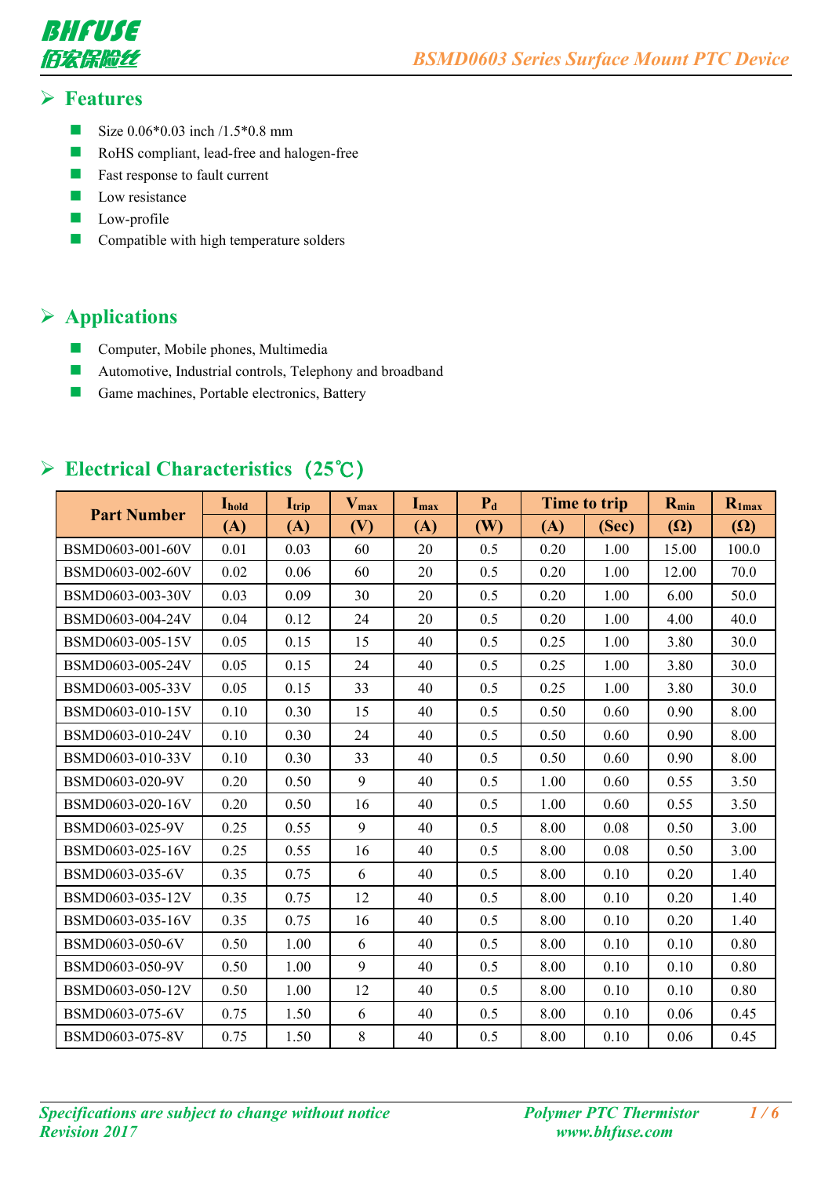## Features

- Size 0.06*0.03 inch /1.5*0.8 mm
- RoHS compliant, lead-free and halogen-free
- Fast response to fault current
- Low resistance
- Low-profile
- Compatible with high temperature solders

## Applications

- Computer, Mobile phones, Multimedia
- Automotive, Industrial controls, Telephony and broadband
- Game machines, Portable electronics, Battery

## Electrical Characteristics（25℃）

| Part Number | $I_{hold}$ | $I_{trip}$ | $V_{max}$ | $I_{max}$ | $P_d$ | Time to trip | | $R_{min}$ | $R_{1max}$ |
|---|---|---|---|---|---|---|---|---|---|
| | (A) | (A) | (V) | (A) | (W) | (A) | (Sec) | (Ω) | (Ω) |
| BSMD0603-001-60V | 0.01 | 0.03 | 60 | 20 | 0.5 | 0.20 | 1.00 | 15.00 | 100.0 |
| BSMD0603-002-60V | 0.02 | 0.06 | 60 | 20 | 0.5 | 0.20 | 1.00 | 12.00 | 70.0 |
| BSMD0603-003-30V | 0.03 | 0.09 | 30 | 20 | 0.5 | 0.20 | 1.00 | 6.00 | 50.0 |
| BSMD0603-004-24V | 0.04 | 0.12 | 24 | 20 | 0.5 | 0.20 | 1.00 | 4.00 | 40.0 |
| BSMD0603-005-15V | 0.05 | 0.15 | 15 | 40 | 0.5 | 0.25 | 1.00 | 3.80 | 30.0 |
| BSMD0603-005-24V | 0.05 | 0.15 | 24 | 40 | 0.5 | 0.25 | 1.00 | 3.80 | 30.0 |
| BSMD0603-005-33V | 0.05 | 0.15 | 33 | 40 | 0.5 | 0.25 | 1.00 | 3.80 | 30.0 |
| BSMD0603-010-15V | 0.10 | 0.30 | 15 | 40 | 0.5 | 0.50 | 0.60 | 0.90 | 8.00 |
| BSMD0603-010-24V | 0.10 | 0.30 | 24 | 40 | 0.5 | 0.50 | 0.60 | 0.90 | 8.00 |
| BSMD0603-010-33V | 0.10 | 0.30 | 33 | 40 | 0.5 | 0.50 | 0.60 | 0.90 | 8.00 |
| BSMD0603-020-9V | 0.20 | 0.50 | 9 | 40 | 0.5 | 1.00 | 0.60 | 0.55 | 3.50 |
| BSMD0603-020-16V | 0.20 | 0.50 | 16 | 40 | 0.5 | 1.00 | 0.60 | 0.55 | 3.50 |
| BSMD0603-025-9V | 0.25 | 0.55 | 9 | 40 | 0.5 | 8.00 | 0.08 | 0.50 | 3.00 |
| BSMD0603-025-16V | 0.25 | 0.55 | 16 | 40 | 0.5 | 8.00 | 0.08 | 0.50 | 3.00 |
| BSMD0603-035-6V | 0.35 | 0.75 | 6 | 40 | 0.5 | 8.00 | 0.10 | 0.20 | 1.40 |
| BSMD0603-035-12V | 0.35 | 0.75 | 12 | 40 | 0.5 | 8.00 | 0.10 | 0.20 | 1.40 |
| BSMD0603-035-16V | 0.35 | 0.75 | 16 | 40 | 0.5 | 8.00 | 0.10 | 0.20 | 1.40 |
| BSMD0603-050-6V | 0.50 | 1.00 | 6 | 40 | 0.5 | 8.00 | 0.10 | 0.10 | 0.80 |
| BSMD0603-050-9V | 0.50 | 1.00 | 9 | 40 | 0.5 | 8.00 | 0.10 | 0.10 | 0.80 |
| BSMD0603-050-12V | 0.50 | 1.00 | 12 | 40 | 0.5 | 8.00 | 0.10 | 0.10 | 0.80 |
| BSMD0603-075-6V | 0.75 | 1.50 | 6 | 40 | 0.5 | 8.00 | 0.10 | 0.06 | 0.45 |
| BSMD0603-075-8V | 0.75 | 1.50 | 8 | 40 | 0.5 | 8.00 | 0.10 | 0.06 | 0.45 |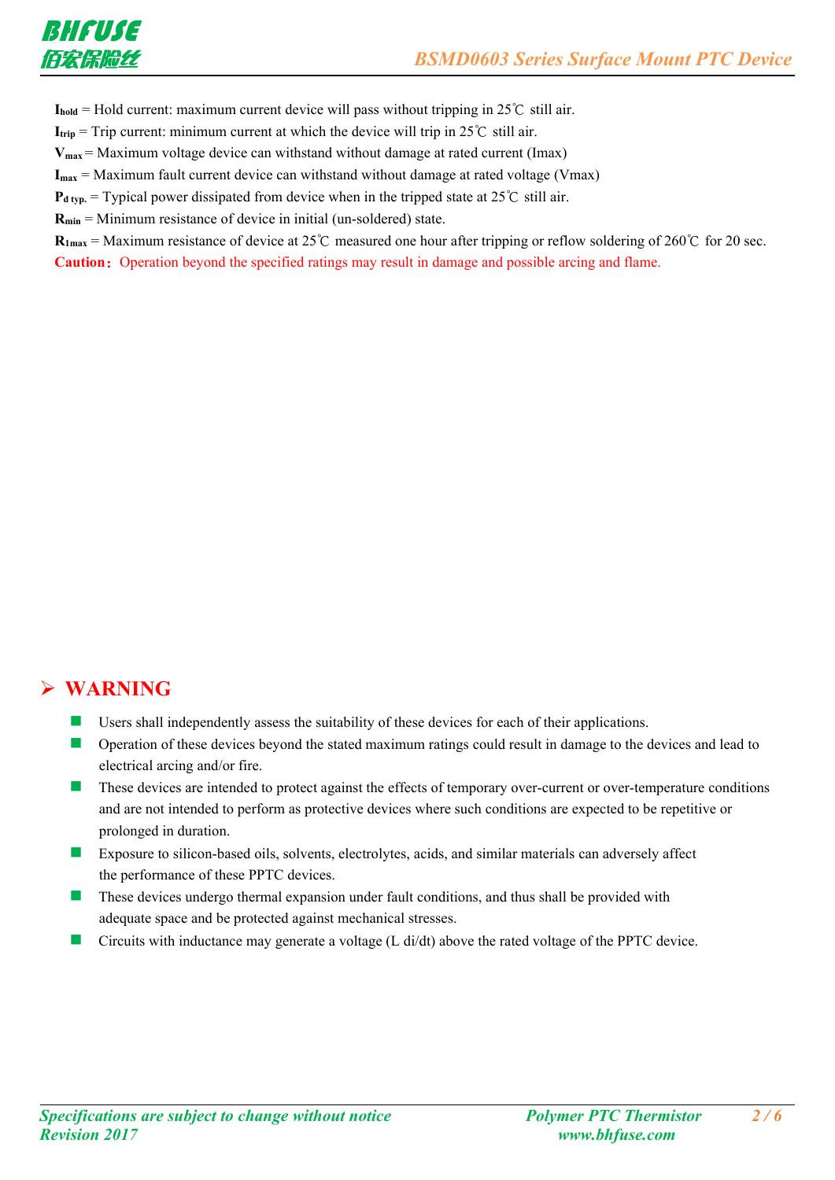**$I_{hold}$** = Hold current: maximum current device will pass without tripping in 25℃ still air.

**$I_{trip}$** = Trip current: minimum current at which the device will trip in 25℃ still air.

**$V_{max}$** = Maximum voltage device can withstand without damage at rated current (Imax)

**$I_{max}$** = Maximum fault current device can withstand without damage at rated voltage (Vmax)

**$P_{d\ typ.}$** = Typical power dissipated from device when in the tripped state at 25℃ still air.

**$R_{min}$** = Minimum resistance of device in initial (un-soldered) state.

**$R_{1max}$** = Maximum resistance of device at 25℃ measured one hour after tripping or reflow soldering of 260℃ for 20 sec.

**Caution：** Operation beyond the specified ratings may result in damage and possible arcing and flame.

## WARNING

- Users shall independently assess the suitability of these devices for each of their applications.
- Operation of these devices beyond the stated maximum ratings could result in damage to the devices and lead to electrical arcing and/or fire.
- These devices are intended to protect against the effects of temporary over-current or over-temperature conditions and are not intended to perform as protective devices where such conditions are expected to be repetitive or prolonged in duration.
- Exposure to silicon-based oils, solvents, electrolytes, acids, and similar materials can adversely affect the performance of these PPTC devices.
- These devices undergo thermal expansion under fault conditions, and thus shall be provided with adequate space and be protected against mechanical stresses.
- Circuits with inductance may generate a voltage (L di/dt) above the rated voltage of the PPTC device.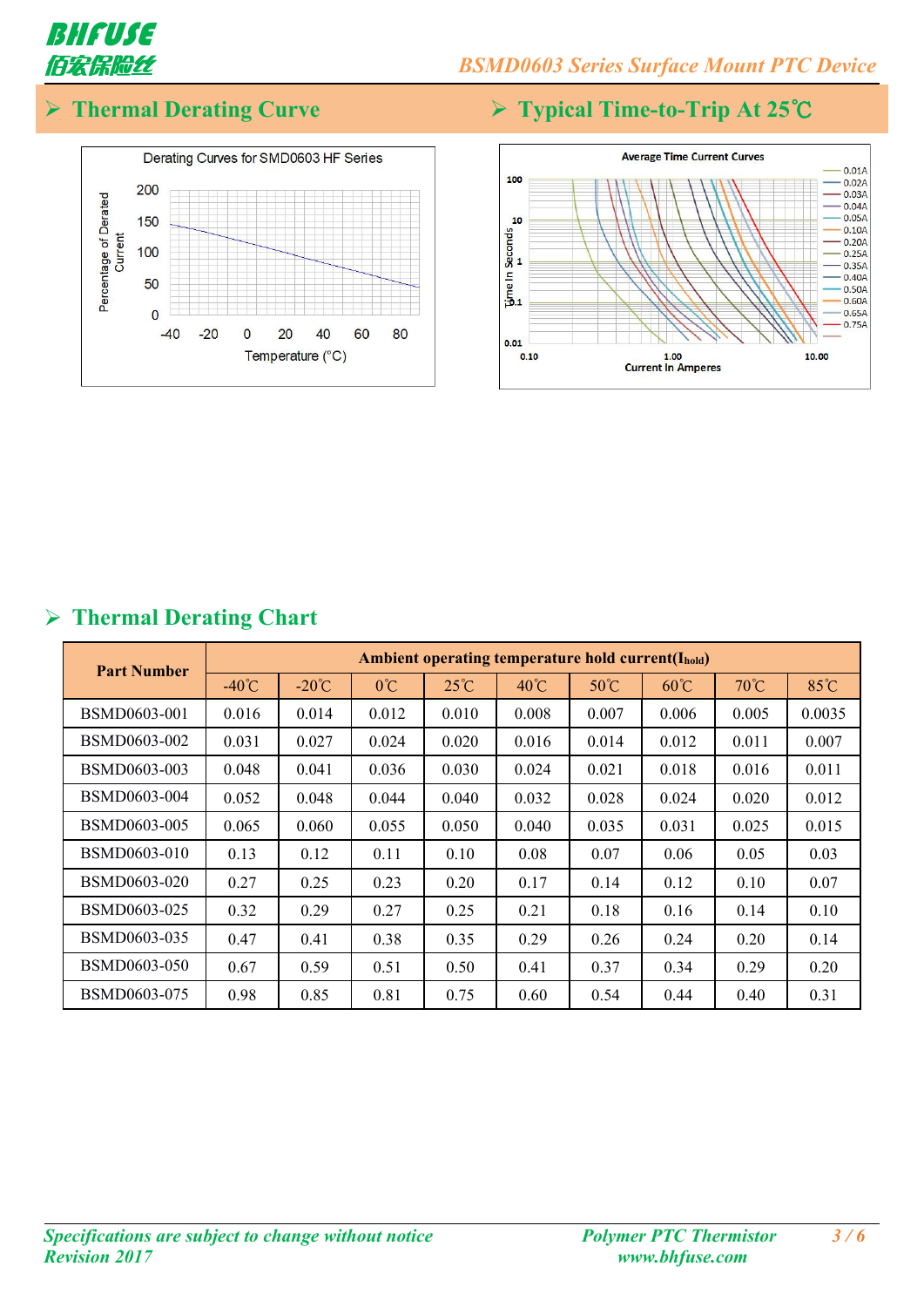## ➢ Thermal Derating Curve

Derating Curves for SMD0603 HF Series

Percentage of Derated Current

200
150
100
50
0

-40 -20 0 20 40 60 80

Temperature (°C)

## ➢ Typical Time-to-Trip At 25℃

Average Time Current Curves

Time In Seconds

100
10
1
0.1
0.01

0.10 1.00 10.00

Current In Amperes

0.01A
0.02A
0.03A
0.04A
0.05A
0.10A
0.20A
0.25A
0.35A
0.40A
0.50A
0.60A
0.65A
0.75A

## ➢ Thermal Derating Chart

| Part Number | Ambient operating temperature hold current($I_{hold}$) | | | | | | | | |
|---|---|---|---|---|---|---|---|---|---|
| | -40℃ | -20℃ | 0℃ | 25℃ | 40℃ | 50℃ | 60℃ | 70℃ | 85℃ |
| BSMD0603-001 | 0.016 | 0.014 | 0.012 | 0.010 | 0.008 | 0.007 | 0.006 | 0.005 | 0.0035 |
| BSMD0603-002 | 0.031 | 0.027 | 0.024 | 0.020 | 0.016 | 0.014 | 0.012 | 0.011 | 0.007 |
| BSMD0603-003 | 0.048 | 0.041 | 0.036 | 0.030 | 0.024 | 0.021 | 0.018 | 0.016 | 0.011 |
| BSMD0603-004 | 0.052 | 0.048 | 0.044 | 0.040 | 0.032 | 0.028 | 0.024 | 0.020 | 0.012 |
| BSMD0603-005 | 0.065 | 0.060 | 0.055 | 0.050 | 0.040 | 0.035 | 0.031 | 0.025 | 0.015 |
| BSMD0603-010 | 0.13 | 0.12 | 0.11 | 0.10 | 0.08 | 0.07 | 0.06 | 0.05 | 0.03 |
| BSMD0603-020 | 0.27 | 0.25 | 0.23 | 0.20 | 0.17 | 0.14 | 0.12 | 0.10 | 0.07 |
| BSMD0603-025 | 0.32 | 0.29 | 0.27 | 0.25 | 0.21 | 0.18 | 0.16 | 0.14 | 0.10 |
| BSMD0603-035 | 0.47 | 0.41 | 0.38 | 0.35 | 0.29 | 0.26 | 0.24 | 0.20 | 0.14 |
| BSMD0603-050 | 0.67 | 0.59 | 0.51 | 0.50 | 0.41 | 0.37 | 0.34 | 0.29 | 0.20 |
| BSMD0603-075 | 0.98 | 0.85 | 0.81 | 0.75 | 0.60 | 0.54 | 0.44 | 0.40 | 0.31 |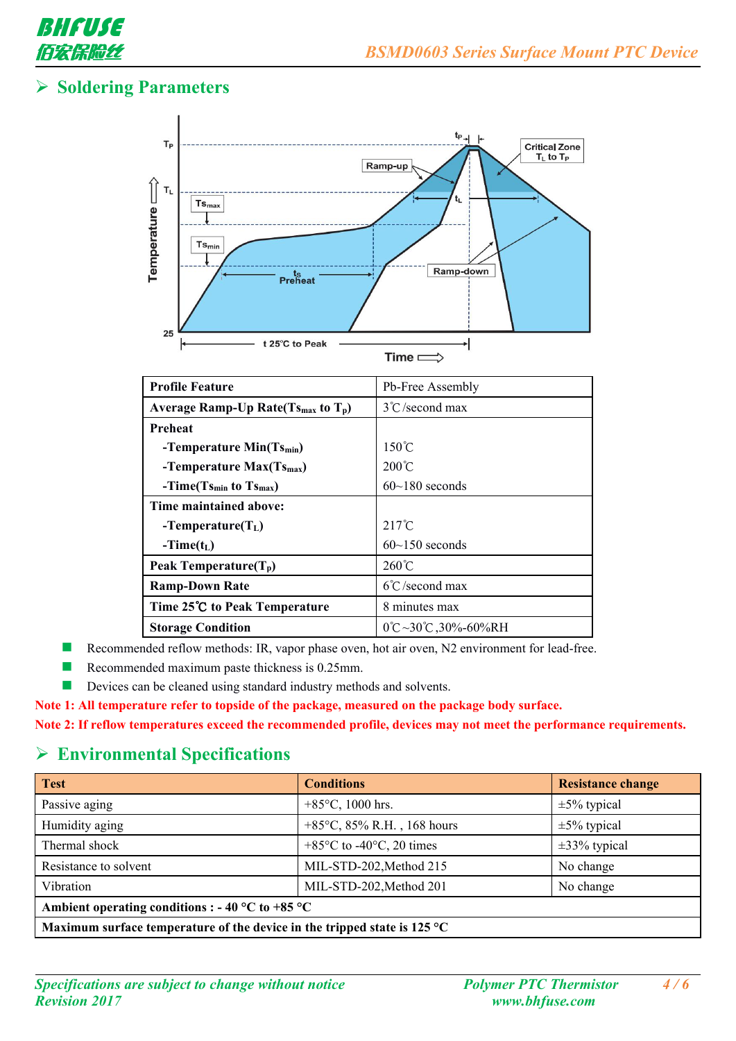## ➢ Soldering Parameters

| Profile Feature | Pb-Free Assembly |
|---|---|
| **Average Ramp-Up Rate($Ts_{max}$ to $T_p$)** | 3℃/second max |
| **Preheat**<br>**-Temperature Min($Ts_{min}$)**<br>**-Temperature Max($Ts_{max}$)**<br>**-Time($Ts_{min}$ to $Ts_{max}$)** | <br>150℃<br>200℃<br>60~180 seconds |
| **Time maintained above:**<br>**-Temperature($T_L$)**<br>**-Time($t_L$)** | <br>217℃<br>60~150 seconds |
| **Peak Temperature($T_p$)** | 260℃ |
| **Ramp-Down Rate** | 6℃/second max |
| **Time 25℃ to Peak Temperature** | 8 minutes max |
| **Storage Condition** | 0℃~30℃,30%-60%RH |

- Recommended reflow methods: IR, vapor phase oven, hot air oven, N2 environment for lead-free.
- Recommended maximum paste thickness is 0.25mm.
- Devices can be cleaned using standard industry methods and solvents.

**Note 1: All temperature refer to topside of the package, measured on the package body surface.**

**Note 2: If reflow temperatures exceed the recommended profile, devices may not meet the performance requirements.**

## ➢ Environmental Specifications

| Test | Conditions | Resistance change |
|---|---|---|
| Passive aging | +85°C, 1000 hrs. | ±5% typical |
| Humidity aging | +85°C, 85% R.H. , 168 hours | ±5% typical |
| Thermal shock | +85°C to -40°C, 20 times | ±33% typical |
| Resistance to solvent | MIL-STD-202,Method 215 | No change |
| Vibration | MIL-STD-202,Method 201 | No change |
| **Ambient operating conditions : - 40 °C to +85 °C** | | |
| **Maximum surface temperature of the device in the tripped state is 125 °C** | | |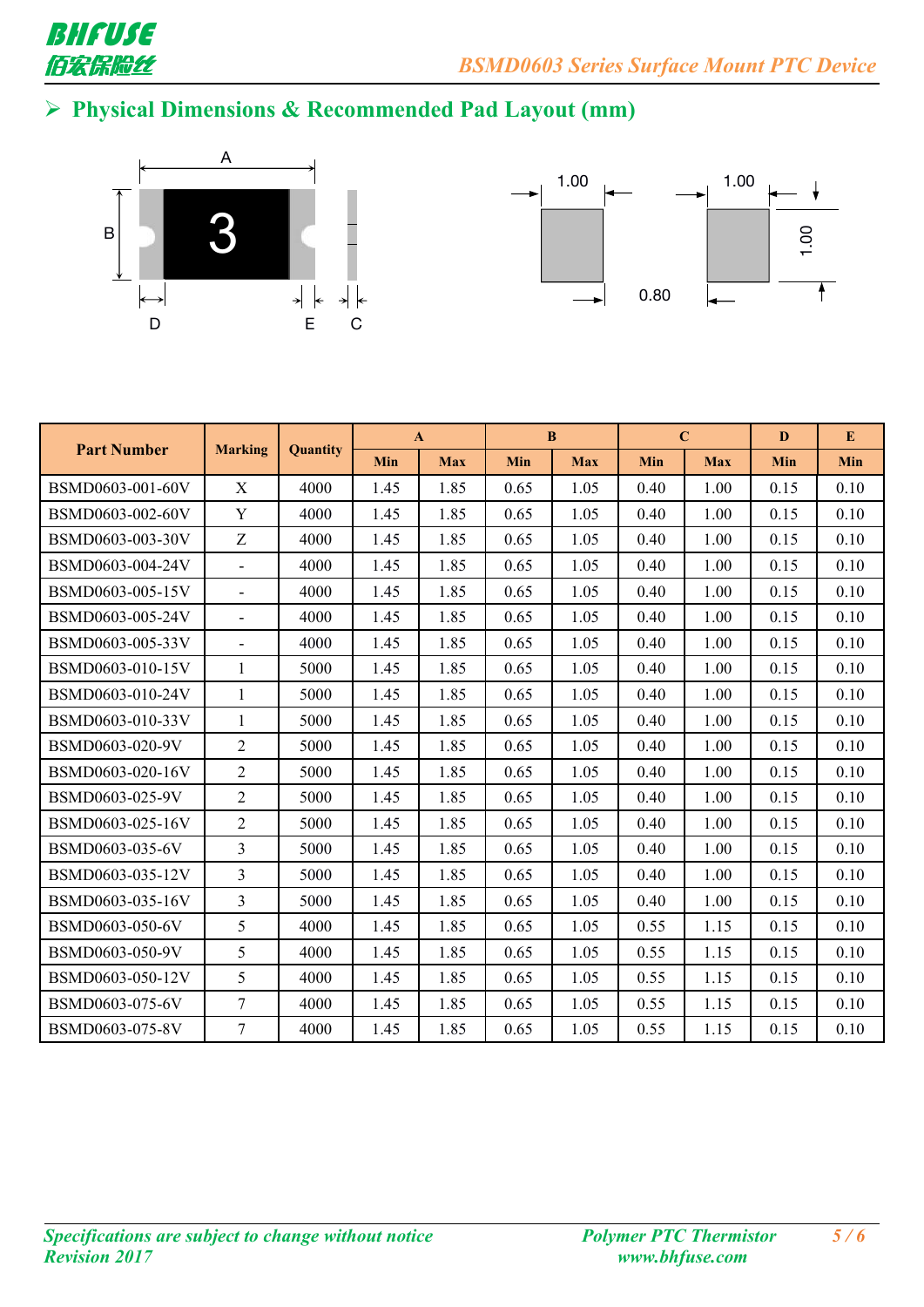## ➢ Physical Dimensions & Recommended Pad Layout (mm)

| Part Number | Marking | Quantity | A | | B | | C | | D | E |
|---|---|---|---|---|---|---|---|---|---|---|
| | | | Min | Max | Min | Max | Min | Max | Min | Min |
| BSMD0603-001-60V | X | 4000 | 1.45 | 1.85 | 0.65 | 1.05 | 0.40 | 1.00 | 0.15 | 0.10 |
| BSMD0603-002-60V | Y | 4000 | 1.45 | 1.85 | 0.65 | 1.05 | 0.40 | 1.00 | 0.15 | 0.10 |
| BSMD0603-003-30V | Z | 5000 | 1.45 | 1.85 | 0.65 | 1.05 | 0.40 | 1.00 | 0.15 | 0.10 |
| BSMD0603-004-24V | - | 4000 | 1.45 | 1.85 | 0.65 | 1.05 | 0.40 | 1.00 | 0.15 | 0.10 |
| BSMD0603-005-15V | - | 4000 | 1.45 | 1.85 | 0.65 | 1.05 | 0.40 | 1.00 | 0.15 | 0.10 |
| BSMD0603-005-24V | - | 4000 | 1.45 | 1.85 | 0.65 | 1.05 | 0.40 | 1.00 | 0.15 | 0.10 |
| BSMD0603-005-33V | - | 4000 | 1.45 | 1.85 | 0.65 | 1.05 | 0.40 | 1.00 | 0.15 | 0.10 |
| BSMD0603-010-15V | 1 | 5000 | 1.45 | 1.85 | 0.65 | 1.05 | 0.40 | 1.00 | 0.15 | 0.10 |
| BSMD0603-010-24V | 1 | 5000 | 1.45 | 1.85 | 0.65 | 1.05 | 0.40 | 1.00 | 0.15 | 0.10 |
| BSMD0603-010-33V | 1 | 5000 | 1.45 | 1.85 | 0.65 | 1.05 | 0.40 | 1.00 | 0.15 | 0.10 |
| BSMD0603-020-9V | 2 | 5000 | 1.45 | 1.85 | 0.65 | 1.05 | 0.40 | 1.00 | 0.15 | 0.10 |
| BSMD0603-020-16V | 2 | 5000 | 1.45 | 1.85 | 0.65 | 1.05 | 0.40 | 1.00 | 0.15 | 0.10 |
| BSMD0603-025-9V | 2 | 5000 | 1.45 | 1.85 | 0.65 | 1.05 | 0.40 | 1.00 | 0.15 | 0.10 |
| BSMD0603-025-16V | 2 | 5000 | 1.45 | 1.85 | 0.65 | 1.05 | 0.40 | 1.00 | 0.15 | 0.10 |
| BSMD0603-035-6V | 3 | 5000 | 1.45 | 1.85 | 0.65 | 1.05 | 0.40 | 1.00 | 0.15 | 0.10 |
| BSMD0603-035-12V | 3 | 5000 | 1.45 | 1.85 | 0.65 | 1.05 | 0.40 | 1.00 | 0.15 | 0.10 |
| BSMD0603-035-16V | 3 | 5000 | 1.45 | 1.85 | 0.65 | 1.05 | 0.40 | 1.00 | 0.15 | 0.10 |
| BSMD0603-050-6V | 5 | 4000 | 1.45 | 1.85 | 0.65 | 1.05 | 0.55 | 1.15 | 0.15 | 0.10 |
| BSMD0603-050-9V | 5 | 4000 | 1.45 | 1.85 | 0.65 | 1.05 | 0.55 | 1.15 | 0.15 | 0.10 |
| BSMD0603-050-12V | 5 | 4000 | 1.45 | 1.85 | 0.65 | 1.05 | 0.55 | 1.15 | 0.15 | 0.10 |
| BSMD0603-075-6V | 7 | 4000 | 1.45 | 1.85 | 0.65 | 1.05 | 0.55 | 1.15 | 0.15 | 0.10 |
| BSMD0603-075-8V | 7 | 4000 | 1.45 | 1.85 | 0.65 | 1.05 | 0.55 | 1.15 | 0.15 | 0.10 |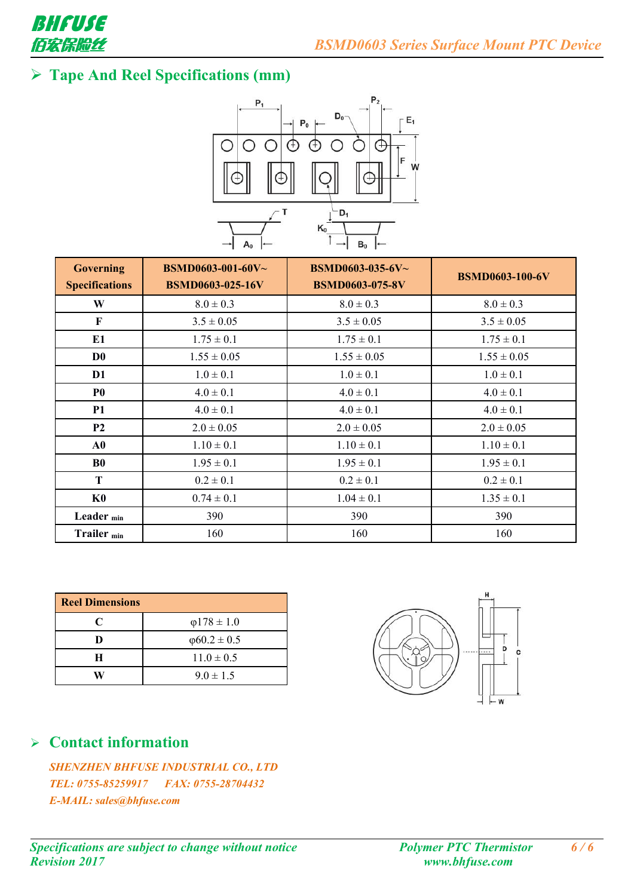## ➢ Tape And Reel Specifications (mm)

| Governing Specifications | BSMD0603-001-60V~ BSMD0603-025-16V | BSMD0603-035-6V~ BSMD0603-075-8V | BSMD0603-100-6V |
|---|---|---|---|
| W | 8.0 ± 0.3 | 8.0 ± 0.3 | 8.0 ± 0.3 |
| F | 3.5 ± 0.05 | 3.5 ± 0.05 | 3.5 ± 0.05 |
| E1 | 1.75 ± 0.1 | 1.75 ± 0.1 | 1.75 ± 0.1 |
| D0 | 1.55 ± 0.05 | 1.55 ± 0.05 | 1.55 ± 0.05 |
| D1 | 1.0 ± 0.1 | 1.0 ± 0.1 | 1.0 ± 0.1 |
| P0 | 4.0 ± 0.1 | 4.0 ± 0.1 | 4.0 ± 0.1 |
| P1 | 4.0 ± 0.1 | 4.0 ± 0.1 | 4.0 ± 0.1 |
| P2 | 2.0 ± 0.05 | 2.0 ± 0.05 | 2.0 ± 0.05 |
| A0 | 1.10 ± 0.1 | 1.10 ± 0.1 | 1.10 ± 0.1 |
| B0 | 1.95 ± 0.1 | 1.95 ± 0.1 | 1.95 ± 0.1 |
| T | 0.2 ± 0.1 | 0.2 ± 0.1 | 0.2 ± 0.1 |
| K0 | 0.74 ± 0.1 | 1.04 ± 0.1 | 1.35 ± 0.1 |
| Leader $_{min}$ | 390 | 390 | 390 |
| Trailer $_{min}$ | 160 | 160 | 160 |

| Reel Dimensions | |
|---|---|
| C | φ178 ± 1.0 |
| D | φ60.2 ± 0.5 |
| H | 11.0 ± 0.5 |
| W | 9.0 ± 1.5 |

## ➢ Contact information

*SHENZHEN BHFUSE INDUSTRIAL CO., LTD*
*TEL: 0755-85259917 FAX: 0755-28704432*
*E-MAIL: sales@bhfuse.com*